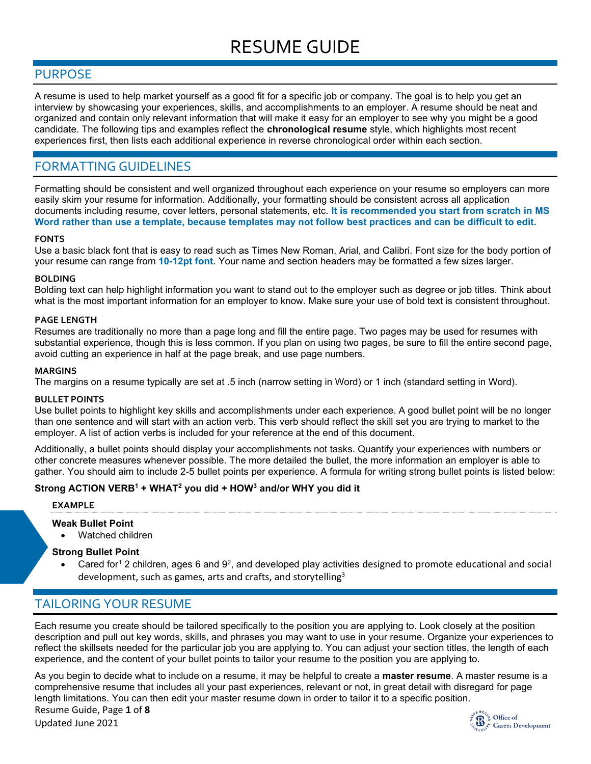# RESUME GUIDE

## PURPOSE

A resume is used to help market yourself as a good fit for a specific job or company. The goal is to help you get an interview by showcasing your experiences, skills, and accomplishments to an employer. A resume should be neat and organized and contain only relevant information that will make it easy for an employer to see why you might be a good candidate. The following tips and examples reflect the **chronological resume** style, which highlights most recent experiences first, then lists each additional experience in reverse chronological order within each section.

## FORMATTING GUIDELINES

Formatting should be consistent and well organized throughout each experience on your resume so employers can more easily skim your resume for information. Additionally, your formatting should be consistent across all application documents including resume, cover letters, personal statements, etc. **It is recommended you start from scratch in MS Word rather than use a template, because templates may not follow best practices and can be difficult to edit.**

### FONTS

Use a basic black font that is easy to read such as Times New Roman, Arial, and Calibri. Font size for the body portion of your resume can range from **10-12pt font**. Your name and section headers may be formatted a few sizes larger.

### BOLDING

Bolding text can help highlight information you want to stand out to the employer such as degree or job titles. Think about what is the most important information for an employer to know. Make sure your use of bold text is consistent throughout.

### PAGE LENGTH

Resumes are traditionally no more than a page long and fill the entire page. Two pages may be used for resumes with substantial experience, though this is less common. If you plan on using two pages, be sure to fill the entire second page, avoid cutting an experience in half at the page break, and use page numbers.

### MARGINS

The margins on a resume typically are set at .5 inch (narrow setting in Word) or 1 inch (standard setting in Word).

### BULLET POINTS

Use bullet points to highlight key skills and accomplishments under each experience. A good bullet point will be no longer than one sentence and will start with an action verb. This verb should reflect the skill set you are trying to market to the employer. A list of action verbs is included for your reference at the end of this document.

Additionally, a bullet points should display your accomplishments not tasks. Quantify your experiences with numbers or other concrete measures whenever possible. The more detailed the bullet, the more information an employer is able to gather. You should aim to include 2-5 bullet points per experience. A formula for writing strong bullet points is listed below:

**Strong ACTION VERB[1] + WHAT[2] you did + HOW[3] and/or WHY you did it**

#### EXAMPLE

**Weak Bullet Point**

- Watched children

**Strong Bullet Point**

- Cared for[1] 2 children, ages 6 and 9[2], and developed play activities designed to promote educational and social development, such as games, arts and crafts, and storytelling[3]

## TAILORING YOUR RESUME

Each resume you create should be tailored specifically to the position you are applying to. Look closely at the position description and pull out key words, skills, and phrases you may want to use in your resume. Organize your experiences to reflect the skillsets needed for the particular job you are applying to. You can adjust your section titles, the length of each experience, and the content of your bullet points to tailor your resume to the position you are applying to.

As you begin to decide what to include on a resume, it may be helpful to create a **master resume**. A master resume is a comprehensive resume that includes all your past experiences, relevant or not, in great detail with disregard for page length limitations. You can then edit your master resume down in order to tailor it to a specific position.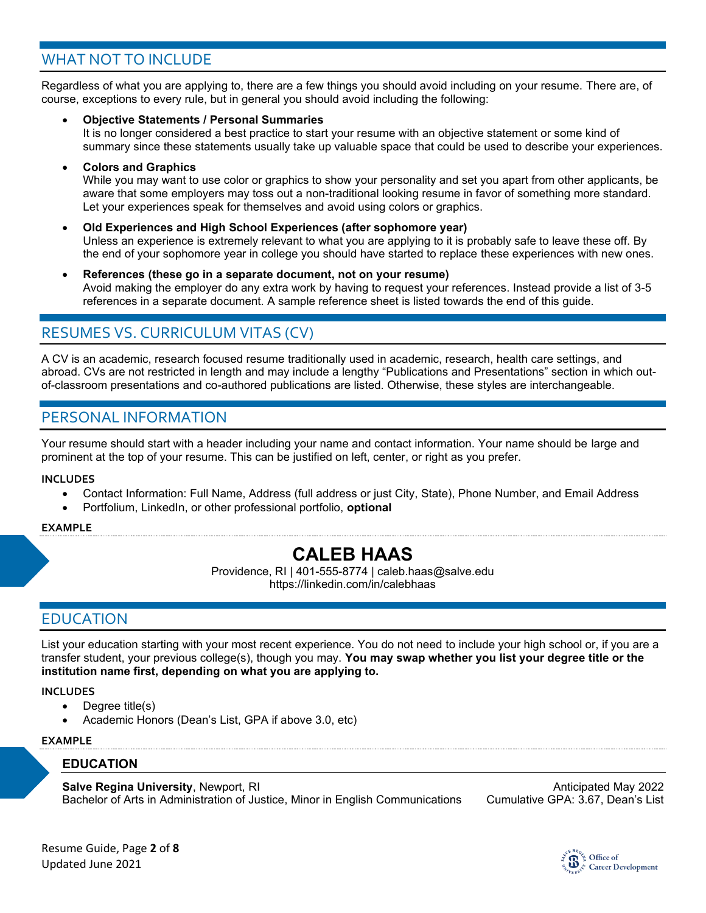## WHAT NOT TO INCLUDE

Regardless of what you are applying to, there are a few things you should avoid including on your resume. There are, of course, exceptions to every rule, but in general you should avoid including the following:

- **Objective Statements / Personal Summaries**
  It is no longer considered a best practice to start your resume with an objective statement or some kind of summary since these statements usually take up valuable space that could be used to describe your experiences.
- **Colors and Graphics**
  While you may want to use color or graphics to show your personality and set you apart from other applicants, be aware that some employers may toss out a non-traditional looking resume in favor of something more standard. Let your experiences speak for themselves and avoid using colors or graphics.
- **Old Experiences and High School Experiences (after sophomore year)**
  Unless an experience is extremely relevant to what you are applying to it is probably safe to leave these off. By the end of your sophomore year in college you should have started to replace these experiences with new ones.
- **References (these go in a separate document, not on your resume)**
  Avoid making the employer do any extra work by having to request your references. Instead provide a list of 3-5 references in a separate document. A sample reference sheet is listed towards the end of this guide.

## RESUMES VS. CURRICULUM VITAS (CV)

A CV is an academic, research focused resume traditionally used in academic, research, health care settings, and abroad. CVs are not restricted in length and may include a lengthy "Publications and Presentations" section in which out-of-classroom presentations and co-authored publications are listed. Otherwise, these styles are interchangeable.

## PERSONAL INFORMATION

Your resume should start with a header including your name and contact information. Your name should be large and prominent at the top of your resume. This can be justified on left, center, or right as you prefer.

#### INCLUDES

- Contact Information: Full Name, Address (full address or just City, State), Phone Number, and Email Address
- Portfolium, LinkedIn, or other professional portfolio, **optional**

#### EXAMPLE

**CALEB HAAS**

Providence, RI | 401-555-8774 | caleb.haas@salve.edu
https://linkedin.com/in/calebhaas

## EDUCATION

List your education starting with your most recent experience. You do not need to include your high school or, if you are a transfer student, your previous college(s), though you may. **You may swap whether you list your degree title or the institution name first, depending on what you are applying to.**

#### INCLUDES

- Degree title(s)
- Academic Honors (Dean's List, GPA if above 3.0, etc)

#### EXAMPLE

**EDUCATION**

**Salve Regina University**, Newport, RI — Anticipated May 2022
Bachelor of Arts in Administration of Justice, Minor in English Communications — Cumulative GPA: 3.67, Dean's List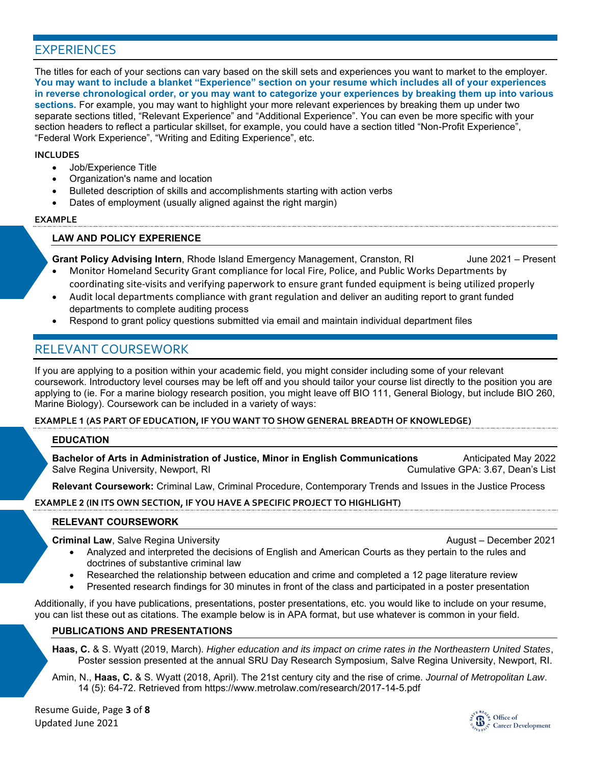## EXPERIENCES

The titles for each of your sections can vary based on the skill sets and experiences you want to market to the employer. **You may want to include a blanket "Experience" section on your resume which includes all of your experiences in reverse chronological order, or you may want to categorize your experiences by breaking them up into various sections.** For example, you may want to highlight your more relevant experiences by breaking them up under two separate sections titled, "Relevant Experience" and "Additional Experience". You can even be more specific with your section headers to reflect a particular skillset, for example, you could have a section titled "Non-Profit Experience", "Federal Work Experience", "Writing and Editing Experience", etc.

**INCLUDES**

- Job/Experience Title
- Organization's name and location
- Bulleted description of skills and accomplishments starting with action verbs
- Dates of employment (usually aligned against the right margin)

**EXAMPLE**

**LAW AND POLICY EXPERIENCE**

**Grant Policy Advising Intern**, Rhode Island Emergency Management, Cranston, RI — June 2021 – Present

- Monitor Homeland Security Grant compliance for local Fire, Police, and Public Works Departments by coordinating site-visits and verifying paperwork to ensure grant funded equipment is being utilized properly
- Audit local departments compliance with grant regulation and deliver an auditing report to grant funded departments to complete auditing process
- Respond to grant policy questions submitted via email and maintain individual department files

## RELEVANT COURSEWORK

If you are applying to a position within your academic field, you might consider including some of your relevant coursework. Introductory level courses may be left off and you should tailor your course list directly to the position you are applying to (ie. For a marine biology research position, you might leave off BIO 111, General Biology, but include BIO 260, Marine Biology). Coursework can be included in a variety of ways:

**EXAMPLE 1 (AS PART OF EDUCATION, IF YOU WANT TO SHOW GENERAL BREADTH OF KNOWLEDGE)**

**EDUCATION**

**Bachelor of Arts in Administration of Justice, Minor in English Communications** — Anticipated May 2022
Salve Regina University, Newport, RI — Cumulative GPA: 3.67, Dean's List

**Relevant Coursework:** Criminal Law, Criminal Procedure, Contemporary Trends and Issues in the Justice Process

**EXAMPLE 2 (IN ITS OWN SECTION, IF YOU HAVE A SPECIFIC PROJECT TO HIGHLIGHT)**

**RELEVANT COURSEWORK**

**Criminal Law**, Salve Regina University — August – December 2021

- Analyzed and interpreted the decisions of English and American Courts as they pertain to the rules and doctrines of substantive criminal law
- Researched the relationship between education and crime and completed a 12 page literature review
- Presented research findings for 30 minutes in front of the class and participated in a poster presentation

Additionally, if you have publications, presentations, poster presentations, etc. you would like to include on your resume, you can list these out as citations. The example below is in APA format, but use whatever is common in your field.

**PUBLICATIONS AND PRESENTATIONS**

**Haas, C.** & S. Wyatt (2019, March). *Higher education and its impact on crime rates in the Northeastern United States*, Poster session presented at the annual SRU Day Research Symposium, Salve Regina University, Newport, RI.

Amin, N., **Haas, C.** & S. Wyatt (2018, April). The 21st century city and the rise of crime. *Journal of Metropolitan Law*. 14 (5): 64-72. Retrieved from https://www.metrolaw.com/research/2017-14-5.pdf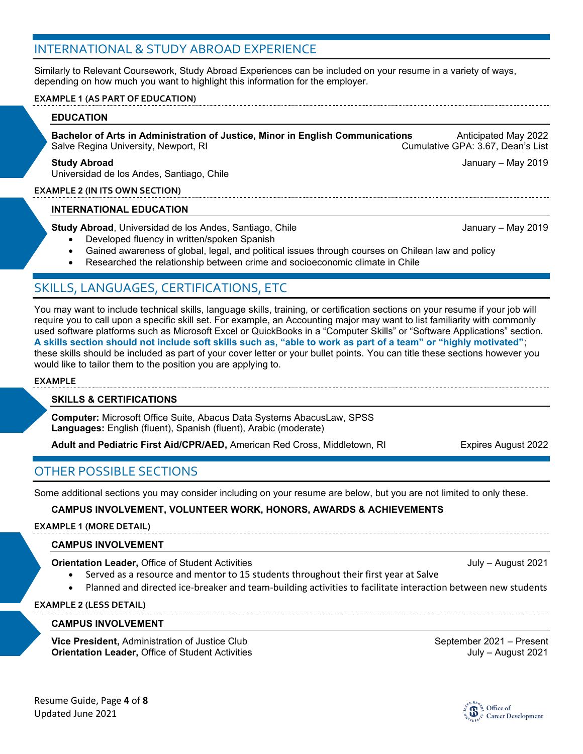## INTERNATIONAL & STUDY ABROAD EXPERIENCE

Similarly to Relevant Coursework, Study Abroad Experiences can be included on your resume in a variety of ways, depending on how much you want to highlight this information for the employer.

**EXAMPLE 1 (AS PART OF EDUCATION)**

**EDUCATION**

**Bachelor of Arts in Administration of Justice, Minor in English Communications** — Anticipated May 2022
Salve Regina University, Newport, RI — Cumulative GPA: 3.67, Dean's List

**Study Abroad** — January – May 2019
Universidad de los Andes, Santiago, Chile

**EXAMPLE 2 (IN ITS OWN SECTION)**

**INTERNATIONAL EDUCATION**

**Study Abroad**, Universidad de los Andes, Santiago, Chile — January – May 2019

- Developed fluency in written/spoken Spanish
- Gained awareness of global, legal, and political issues through courses on Chilean law and policy
- Researched the relationship between crime and socioeconomic climate in Chile

## SKILLS, LANGUAGES, CERTIFICATIONS, ETC

You may want to include technical skills, language skills, training, or certification sections on your resume if your job will require you to call upon a specific skill set. For example, an Accounting major may want to list familiarity with commonly used software platforms such as Microsoft Excel or QuickBooks in a "Computer Skills" or "Software Applications" section. **A skills section should not include soft skills such as, "able to work as part of a team" or "highly motivated"**; these skills should be included as part of your cover letter or your bullet points. You can title these sections however you would like to tailor them to the position you are applying to.

**EXAMPLE**

**SKILLS & CERTIFICATIONS**

**Computer:** Microsoft Office Suite, Abacus Data Systems AbacusLaw, SPSS
**Languages:** English (fluent), Spanish (fluent), Arabic (moderate)

**Adult and Pediatric First Aid/CPR/AED,** American Red Cross, Middletown, RI — Expires August 2022

## OTHER POSSIBLE SECTIONS

Some additional sections you may consider including on your resume are below, but you are not limited to only these.

**CAMPUS INVOLVEMENT, VOLUNTEER WORK, HONORS, AWARDS & ACHIEVEMENTS**

**EXAMPLE 1 (MORE DETAIL)**

**CAMPUS INVOLVEMENT**

**Orientation Leader,** Office of Student Activities — July – August 2021

- Served as a resource and mentor to 15 students throughout their first year at Salve
- Planned and directed ice-breaker and team-building activities to facilitate interaction between new students

**EXAMPLE 2 (LESS DETAIL)**

**CAMPUS INVOLVEMENT**

**Vice President,** Administration of Justice Club — September 2021 – Present
**Orientation Leader,** Office of Student Activities — July – August 2021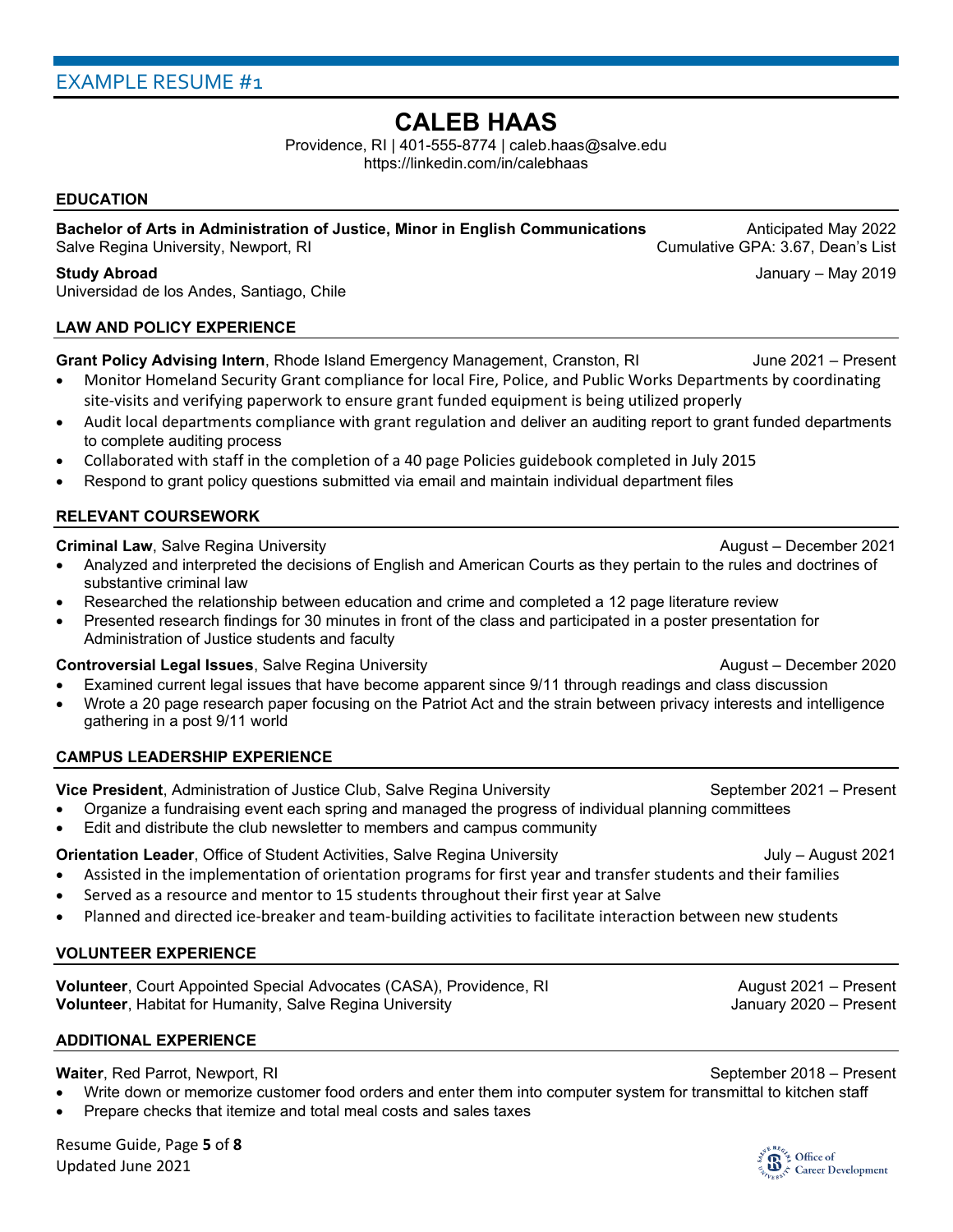## EXAMPLE RESUME #1

# CALEB HAAS

Providence, RI | 401-555-8774 | caleb.haas@salve.edu
https://linkedin.com/in/calebhaas

### EDUCATION

**Bachelor of Arts in Administration of Justice, Minor in English Communications** — Anticipated May 2022
Salve Regina University, Newport, RI — Cumulative GPA: 3.67, Dean's List

**Study Abroad** — January – May 2019
Universidad de los Andes, Santiago, Chile

### LAW AND POLICY EXPERIENCE

**Grant Policy Advising Intern**, Rhode Island Emergency Management, Cranston, RI — June 2021 – Present

- Monitor Homeland Security Grant compliance for local Fire, Police, and Public Works Departments by coordinating site-visits and verifying paperwork to ensure grant funded equipment is being utilized properly
- Audit local departments compliance with grant regulation and deliver an auditing report to grant funded departments to complete auditing process
- Collaborated with staff in the completion of a 40 page Policies guidebook completed in July 2015
- Respond to grant policy questions submitted via email and maintain individual department files

### RELEVANT COURSEWORK

**Criminal Law**, Salve Regina University — August – December 2021

- Analyzed and interpreted the decisions of English and American Courts as they pertain to the rules and doctrines of substantive criminal law
- Researched the relationship between education and crime and completed a 12 page literature review
- Presented research findings for 30 minutes in front of the class and participated in a poster presentation for Administration of Justice students and faculty

**Controversial Legal Issues**, Salve Regina University — August – December 2020

- Examined current legal issues that have become apparent since 9/11 through readings and class discussion
- Wrote a 20 page research paper focusing on the Patriot Act and the strain between privacy interests and intelligence gathering in a post 9/11 world

### CAMPUS LEADERSHIP EXPERIENCE

**Vice President**, Administration of Justice Club, Salve Regina University — September 2021 – Present

- Organize a fundraising event each spring and managed the progress of individual planning committees
- Edit and distribute the club newsletter to members and campus community

**Orientation Leader**, Office of Student Activities, Salve Regina University — July – August 2021

- Assisted in the implementation of orientation programs for first year and transfer students and their families
- Served as a resource and mentor to 15 students throughout their first year at Salve
- Planned and directed ice-breaker and team-building activities to facilitate interaction between new students

### VOLUNTEER EXPERIENCE

**Volunteer**, Court Appointed Special Advocates (CASA), Providence, RI — August 2021 – Present
**Volunteer**, Habitat for Humanity, Salve Regina University — January 2020 – Present

### ADDITIONAL EXPERIENCE

**Waiter**, Red Parrot, Newport, RI — September 2018 – Present

- Write down or memorize customer food orders and enter them into computer system for transmittal to kitchen staff
- Prepare checks that itemize and total meal costs and sales taxes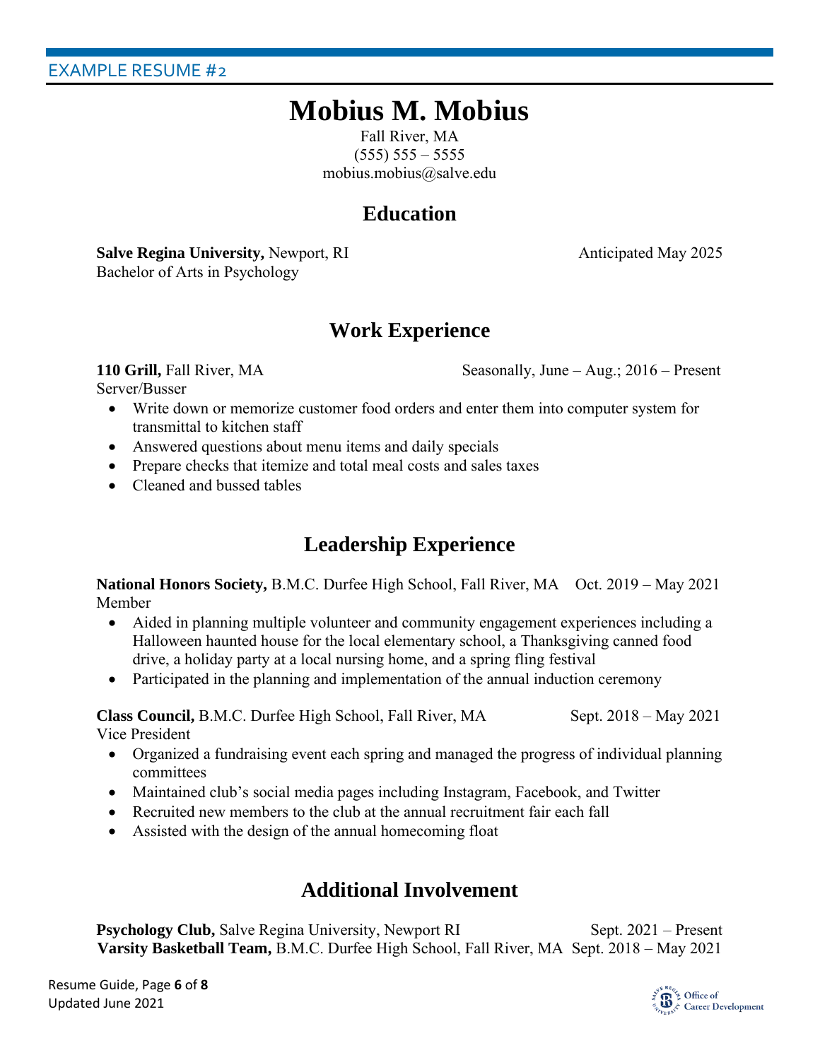EXAMPLE RESUME #2

# Mobius M. Mobius

Fall River, MA
(555) 555 – 5555
mobius.mobius@salve.edu

## Education

**Salve Regina University,** Newport, RI — Anticipated May 2025
Bachelor of Arts in Psychology

## Work Experience

**110 Grill,** Fall River, MA — Seasonally, June – Aug.; 2016 – Present
Server/Busser

- Write down or memorize customer food orders and enter them into computer system for transmittal to kitchen staff
- Answered questions about menu items and daily specials
- Prepare checks that itemize and total meal costs and sales taxes
- Cleaned and bussed tables

## Leadership Experience

**National Honors Society,** B.M.C. Durfee High School, Fall River, MA — Oct. 2019 – May 2021
Member

- Aided in planning multiple volunteer and community engagement experiences including a Halloween haunted house for the local elementary school, a Thanksgiving canned food drive, a holiday party at a local nursing home, and a spring fling festival
- Participated in the planning and implementation of the annual induction ceremony

**Class Council,** B.M.C. Durfee High School, Fall River, MA — Sept. 2018 – May 2021
Vice President

- Organized a fundraising event each spring and managed the progress of individual planning committees
- Maintained club's social media pages including Instagram, Facebook, and Twitter
- Recruited new members to the club at the annual recruitment fair each fall
- Assisted with the design of the annual homecoming float

## Additional Involvement

**Psychology Club,** Salve Regina University, Newport RI — Sept. 2021 – Present
**Varsity Basketball Team,** B.M.C. Durfee High School, Fall River, MA — Sept. 2018 – May 2021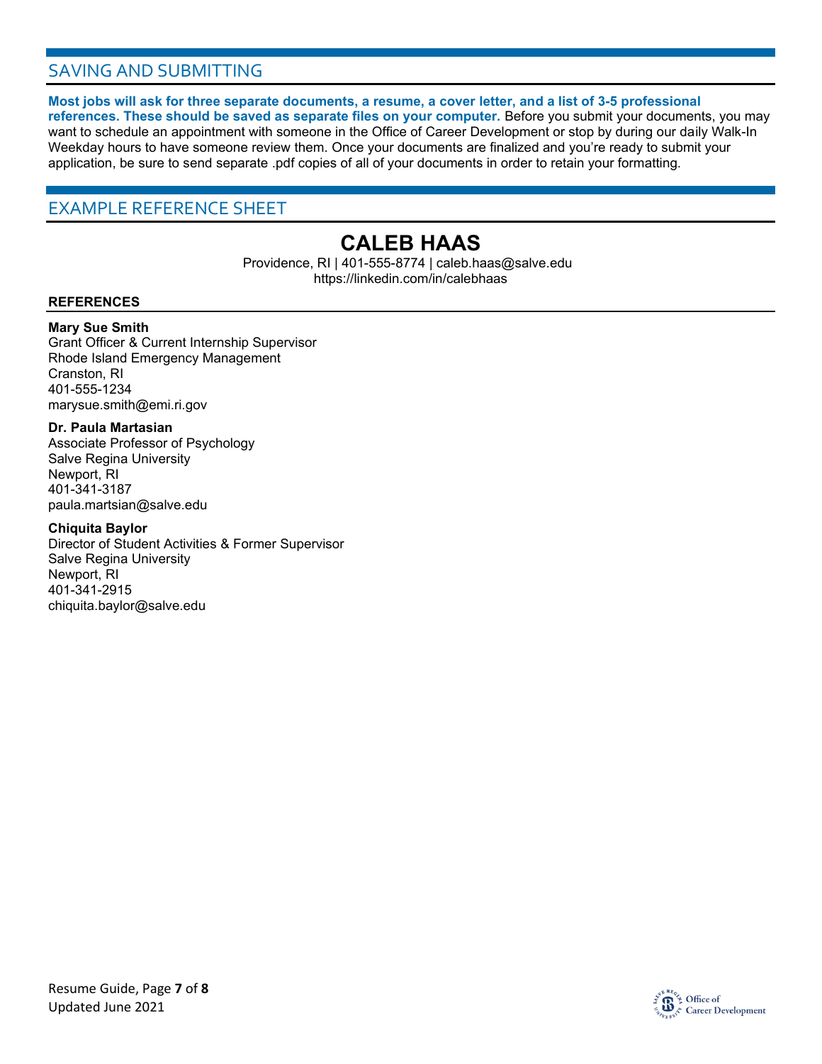## SAVING AND SUBMITTING

**Most jobs will ask for three separate documents, a resume, a cover letter, and a list of 3-5 professional references. These should be saved as separate files on your computer.** Before you submit your documents, you may want to schedule an appointment with someone in the Office of Career Development or stop by during our daily Walk-In Weekday hours to have someone review them. Once your documents are finalized and you're ready to submit your application, be sure to send separate .pdf copies of all of your documents in order to retain your formatting.

## EXAMPLE REFERENCE SHEET

# CALEB HAAS

Providence, RI | 401-555-8774 | caleb.haas@salve.edu
https://linkedin.com/in/calebhaas

**REFERENCES**

**Mary Sue Smith**
Grant Officer & Current Internship Supervisor
Rhode Island Emergency Management
Cranston, RI
401-555-1234
marysue.smith@emi.ri.gov

**Dr. Paula Martasian**
Associate Professor of Psychology
Salve Regina University
Newport, RI
401-341-3187
paula.martsian@salve.edu

**Chiquita Baylor**
Director of Student Activities & Former Supervisor
Salve Regina University
Newport, RI
401-341-2915
chiquita.baylor@salve.edu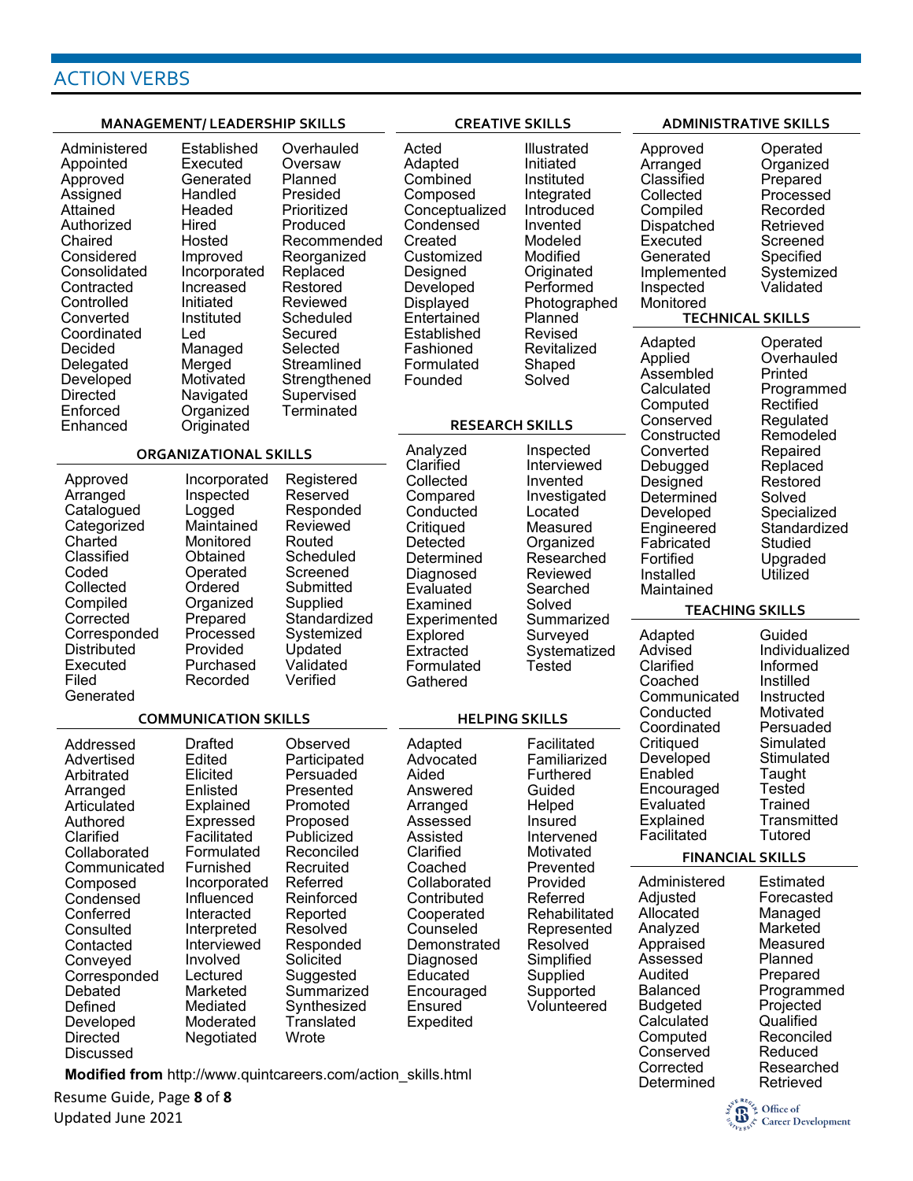## ACTION VERBS

### MANAGEMENT/ LEADERSHIP SKILLS

Administered
Appointed
Approved
Assigned
Attained
Authorized
Chaired
Considered
Consolidated
Contracted
Controlled
Converted
Coordinated
Decided
Delegated
Developed
Directed
Enforced
Enhanced
Established
Executed
Generated
Handled
Headed
Hired
Hosted
Improved
Incorporated
Increased
Initiated
Instituted
Led
Managed
Merged
Motivated
Navigated
Organized
Originated
Overhauled
Oversaw
Planned
Presided
Prioritized
Produced
Recommended
Reorganized
Replaced
Restored
Reviewed
Scheduled
Secured
Selected
Streamlined
Strengthened
Supervised
Terminated

### ORGANIZATIONAL SKILLS

Approved
Arranged
Catalogued
Categorized
Charted
Classified
Coded
Collected
Compiled
Corrected
Corresponded
Distributed
Executed
Filed
Generated
Incorporated
Inspected
Logged
Maintained
Monitored
Obtained
Operated
Ordered
Organized
Prepared
Processed
Provided
Purchased
Recorded
Registered
Reserved
Responded
Reviewed
Routed
Scheduled
Screened
Submitted
Supplied
Standardized
Systemized
Updated
Validated
Verified

### COMMUNICATION SKILLS

Addressed
Advertised
Arbitrated
Arranged
Articulated
Authored
Clarified
Collaborated
Communicated
Composed
Condensed
Conferred
Consulted
Contacted
Conveyed
Corresponded
Debated
Defined
Developed
Directed
Discussed
Drafted
Edited
Elicited
Enlisted
Explained
Expressed
Facilitated
Formulated
Furnished
Incorporated
Influenced
Interacted
Interpreted
Interviewed
Involved
Lectured
Marketed
Mediated
Moderated
Negotiated
Observed
Participated
Persuaded
Presented
Promoted
Proposed
Publicized
Reconciled
Recruited
Referred
Reinforced
Reported
Resolved
Responded
Solicited
Suggested
Summarized
Synthesized
Translated
Wrote

### CREATIVE SKILLS

Acted
Adapted
Combined
Composed
Conceptualized
Condensed
Created
Customized
Designed
Developed
Displayed
Entertained
Established
Fashioned
Formulated
Founded
Illustrated
Initiated
Instituted
Integrated
Introduced
Invented
Modeled
Modified
Originated
Performed
Photographed
Planned
Revised
Revitalized
Shaped
Solved

### RESEARCH SKILLS

Analyzed
Clarified
Collected
Compared
Conducted
Critiqued
Detected
Determined
Diagnosed
Evaluated
Examined
Experimented
Explored
Extracted
Formulated
Gathered
Inspected
Interviewed
Invented
Investigated
Located
Measured
Organized
Researched
Reviewed
Searched
Solved
Summarized
Surveyed
Systematized
Tested

### HELPING SKILLS

Adapted
Advocated
Aided
Answered
Arranged
Assessed
Assisted
Clarified
Coached
Collaborated
Contributed
Cooperated
Counseled
Demonstrated
Diagnosed
Educated
Encouraged
Ensured
Expedited
Facilitated
Familiarized
Furthered
Guided
Helped
Insured
Intervened
Motivated
Prevented
Provided
Referred
Rehabilitated
Represented
Resolved
Simplified
Supplied
Supported
Volunteered

### ADMINISTRATIVE SKILLS

Approved
Arranged
Classified
Collected
Compiled
Dispatched
Executed
Generated
Implemented
Inspected
Monitored
Operated
Organized
Prepared
Processed
Recorded
Retrieved
Screened
Specified
Systemized
Validated

### TECHNICAL SKILLS

Adapted
Applied
Assembled
Calculated
Computed
Conserved
Constructed
Converted
Debugged
Designed
Determined
Developed
Engineered
Fabricated
Fortified
Installed
Maintained
Operated
Overhauled
Printed
Programmed
Rectified
Regulated
Remodeled
Repaired
Replaced
Restored
Solved
Specialized
Standardized
Studied
Upgraded
Utilized

### TEACHING SKILLS

Adapted
Advised
Clarified
Coached
Communicated
Conducted
Coordinated
Critiqued
Developed
Enabled
Encouraged
Evaluated
Explained
Facilitated
Guided
Individualized
Informed
Instilled
Instructed
Motivated
Persuaded
Simulated
Stimulated
Taught
Tested
Trained
Transmitted
Tutored

### FINANCIAL SKILLS

Administered
Adjusted
Allocated
Analyzed
Appraised
Assessed
Audited
Balanced
Budgeted
Calculated
Computed
Conserved
Corrected
Determined
Estimated
Forecasted
Managed
Marketed
Measured
Planned
Prepared
Programmed
Projected
Qualified
Reconciled
Reduced
Researched
Retrieved

**Modified from** http://www.quintcareers.com/action_skills.html

Updated June 2021

Office of Career Development